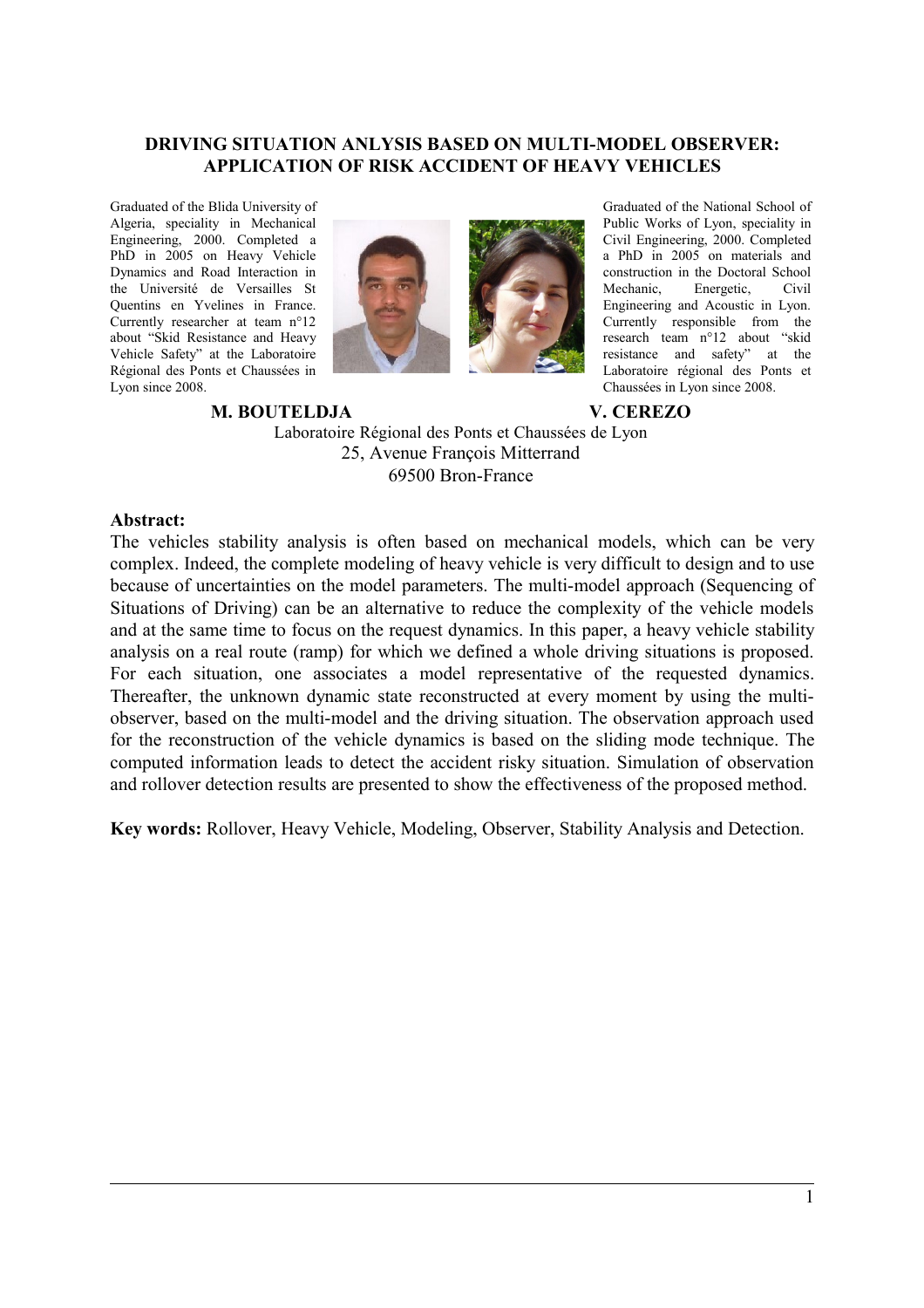# DRIVING SITUATION ANLYSIS BASED ON MULTI-MODEL OBSERVER: APPLICATION OF RISK ACCIDENT OF HEAVY VEHICLES

Graduated of the Blida University of Algeria, speciality in Mechanical Engineering, 2000. Completed a PhD in 2005 on Heavy Vehicle Dynamics and Road Interaction in the Université de Versailles St Quentins en Yvelines in France. Currently researcher at team n°12 about "Skid Resistance and Heavy Vehicle Safety" at the Laboratoire Régional des Ponts et Chaussées in Lyon since 2008.

Graduated of the National School of Public Works of Lyon, speciality in Civil Engineering, 2000. Completed a PhD in 2005 on materials and construction in the Doctoral School Mechanic, Energetic, Civil Engineering and Acoustic in Lyon. Currently responsible from the research team n°12 about "skid resistance and safety" at the Laboratoire régional des Ponts et Chaussées in Lyon since 2008.

**M. BOUTELDJA** **V. CEREZO**

Laboratoire Régional des Ponts et Chaussées de Lyon
25, Avenue François Mitterrand
69500 Bron-France

**Abstract:**

The vehicles stability analysis is often based on mechanical models, which can be very complex. Indeed, the complete modeling of heavy vehicle is very difficult to design and to use because of uncertainties on the model parameters. The multi-model approach (Sequencing of Situations of Driving) can be an alternative to reduce the complexity of the vehicle models and at the same time to focus on the request dynamics. In this paper, a heavy vehicle stability analysis on a real route (ramp) for which we defined a whole driving situations is proposed. For each situation, one associates a model representative of the requested dynamics. Thereafter, the unknown dynamic state reconstructed at every moment by using the multi-observer, based on the multi-model and the driving situation. The observation approach used for the reconstruction of the vehicle dynamics is based on the sliding mode technique. The computed information leads to detect the accident risky situation. Simulation of observation and rollover detection results are presented to show the effectiveness of the proposed method.

**Key words:** Rollover, Heavy Vehicle, Modeling, Observer, Stability Analysis and Detection.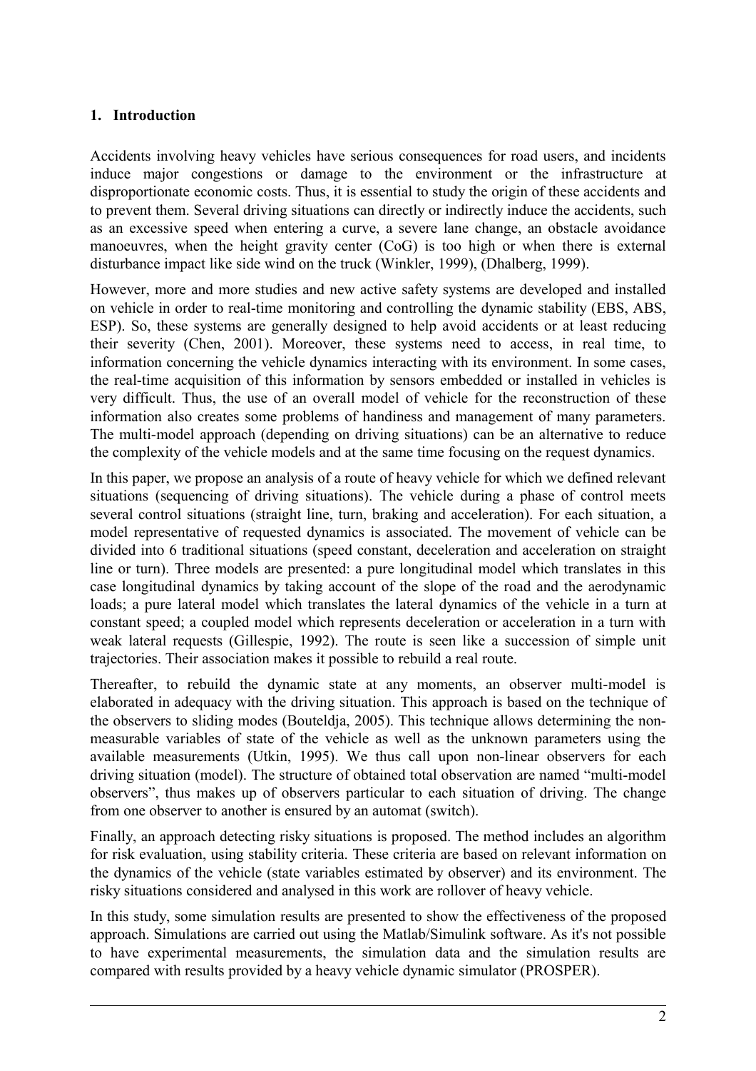## 1. Introduction

Accidents involving heavy vehicles have serious consequences for road users, and incidents induce major congestions or damage to the environment or the infrastructure at disproportionate economic costs. Thus, it is essential to study the origin of these accidents and to prevent them. Several driving situations can directly or indirectly induce the accidents, such as an excessive speed when entering a curve, a severe lane change, an obstacle avoidance manoeuvres, when the height gravity center (CoG) is too high or when there is external disturbance impact like side wind on the truck (Winkler, 1999), (Dhalberg, 1999).

However, more and more studies and new active safety systems are developed and installed on vehicle in order to real-time monitoring and controlling the dynamic stability (EBS, ABS, ESP). So, these systems are generally designed to help avoid accidents or at least reducing their severity (Chen, 2001). Moreover, these systems need to access, in real time, to information concerning the vehicle dynamics interacting with its environment. In some cases, the real-time acquisition of this information by sensors embedded or installed in vehicles is very difficult. Thus, the use of an overall model of vehicle for the reconstruction of these information also creates some problems of handiness and management of many parameters. The multi-model approach (depending on driving situations) can be an alternative to reduce the complexity of the vehicle models and at the same time focusing on the request dynamics.

In this paper, we propose an analysis of a route of heavy vehicle for which we defined relevant situations (sequencing of driving situations). The vehicle during a phase of control meets several control situations (straight line, turn, braking and acceleration). For each situation, a model representative of requested dynamics is associated. The movement of vehicle can be divided into 6 traditional situations (speed constant, deceleration and acceleration on straight line or turn). Three models are presented: a pure longitudinal model which translates in this case longitudinal dynamics by taking account of the slope of the road and the aerodynamic loads; a pure lateral model which translates the lateral dynamics of the vehicle in a turn at constant speed; a coupled model which represents deceleration or acceleration in a turn with weak lateral requests (Gillespie, 1992). The route is seen like a succession of simple unit trajectories. Their association makes it possible to rebuild a real route.

Thereafter, to rebuild the dynamic state at any moments, an observer multi-model is elaborated in adequacy with the driving situation. This approach is based on the technique of the observers to sliding modes (Bouteldja, 2005). This technique allows determining the non-measurable variables of state of the vehicle as well as the unknown parameters using the available measurements (Utkin, 1995). We thus call upon non-linear observers for each driving situation (model). The structure of obtained total observation are named "multi-model observers", thus makes up of observers particular to each situation of driving. The change from one observer to another is ensured by an automat (switch).

Finally, an approach detecting risky situations is proposed. The method includes an algorithm for risk evaluation, using stability criteria. These criteria are based on relevant information on the dynamics of the vehicle (state variables estimated by observer) and its environment. The risky situations considered and analysed in this work are rollover of heavy vehicle.

In this study, some simulation results are presented to show the effectiveness of the proposed approach. Simulations are carried out using the Matlab/Simulink software. As it's not possible to have experimental measurements, the simulation data and the simulation results are compared with results provided by a heavy vehicle dynamic simulator (PROSPER).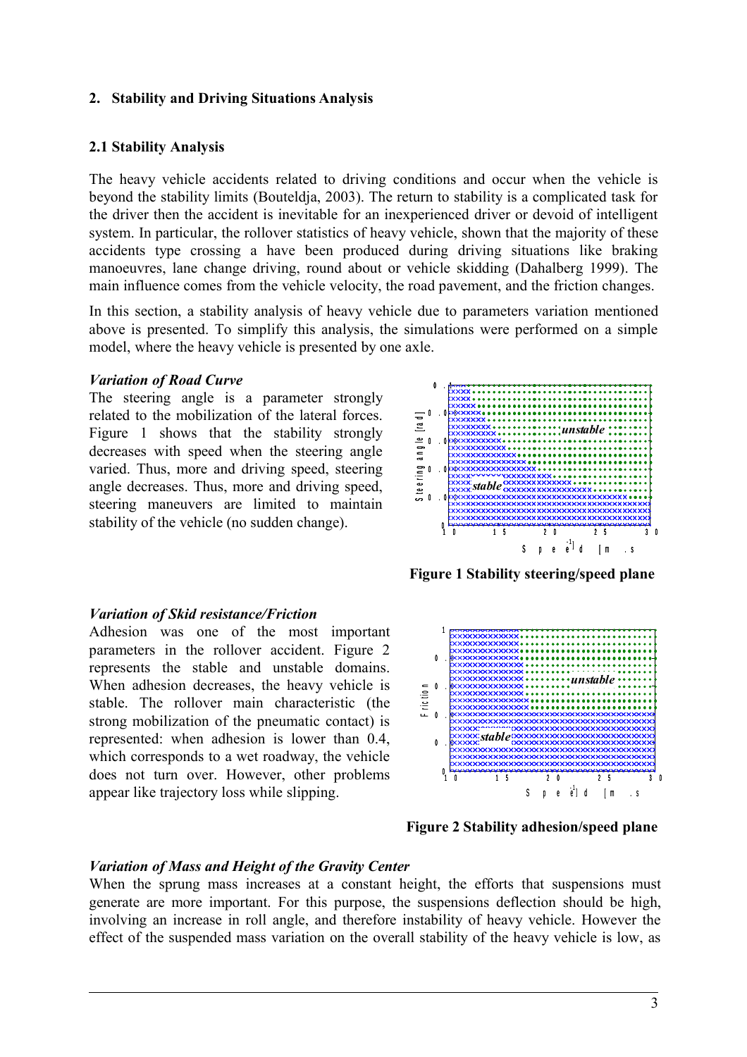## 2. Stability and Driving Situations Analysis

### 2.1 Stability Analysis

The heavy vehicle accidents related to driving conditions and occur when the vehicle is beyond the stability limits (Bouteldja, 2003). The return to stability is a complicated task for the driver then the accident is inevitable for an inexperienced driver or devoid of intelligent system. In particular, the rollover statistics of heavy vehicle, shown that the majority of these accidents type crossing a have been produced during driving situations like braking manoeuvres, lane change driving, round about or vehicle skidding (Dahalberg 1999). The main influence comes from the vehicle velocity, the road pavement, and the friction changes.

In this section, a stability analysis of heavy vehicle due to parameters variation mentioned above is presented. To simplify this analysis, the simulations were performed on a simple model, where the heavy vehicle is presented by one axle.

#### *Variation of Road Curve*

The steering angle is a parameter strongly related to the mobilization of the lateral forces. Figure 1 shows that the stability strongly decreases with speed when the steering angle varied. Thus, more and driving speed, steering angle decreases. Thus, more and driving speed, steering maneuvers are limited to maintain stability of the vehicle (no sudden change).

**Figure 1 Stability steering/speed plane**

#### *Variation of Skid resistance/Friction*

Adhesion was one of the most important parameters in the rollover accident. Figure 2 represents the stable and unstable domains. When adhesion decreases, the heavy vehicle is stable. The rollover main characteristic (the strong mobilization of the pneumatic contact) is represented: when adhesion is lower than 0.4, which corresponds to a wet roadway, the vehicle does not turn over. However, other problems appear like trajectory loss while slipping.

**Figure 2 Stability adhesion/speed plane**

#### *Variation of Mass and Height of the Gravity Center*

When the sprung mass increases at a constant height, the efforts that suspensions must generate are more important. For this purpose, the suspensions deflection should be high, involving an increase in roll angle, and therefore instability of heavy vehicle. However the effect of the suspended mass variation on the overall stability of the heavy vehicle is low, as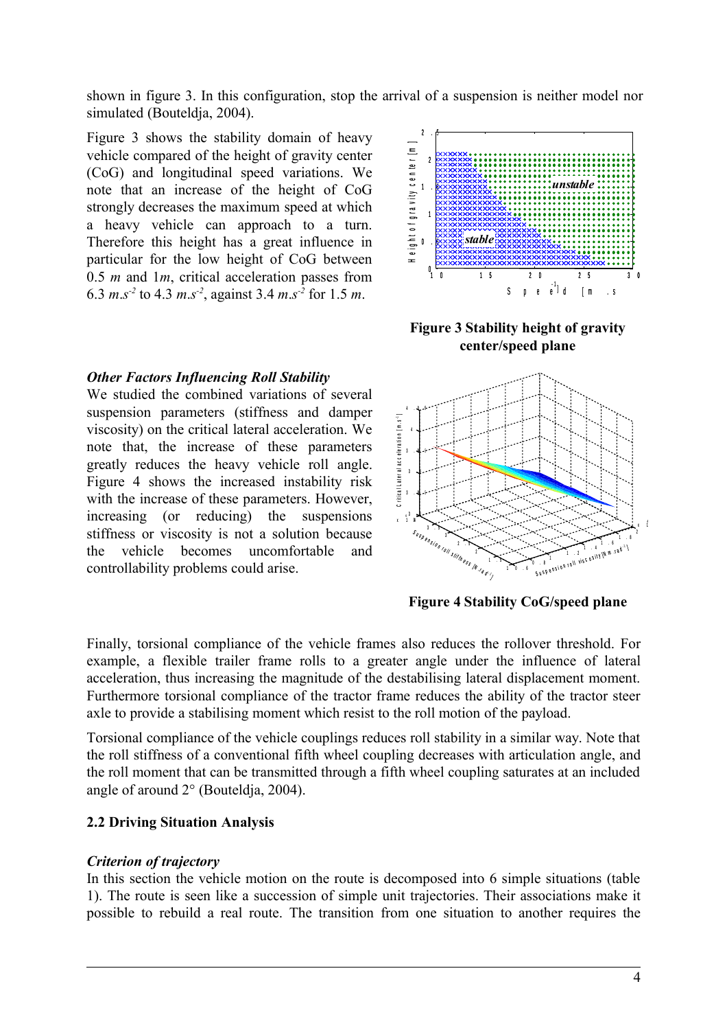shown in figure 3. In this configuration, stop the arrival of a suspension is neither model nor simulated (Bouteldja, 2004).

Figure 3 shows the stability domain of heavy vehicle compared of the height of gravity center (CoG) and longitudinal speed variations. We note that an increase of the height of CoG strongly decreases the maximum speed at which a heavy vehicle can approach to a turn. Therefore this height has a great influence in particular for the low height of CoG between 0.5 *m* and 1*m*, critical acceleration passes from 6.3 $m.s^{-2}$ to 4.3 $m.s^{-2}$, against 3.4 $m.s^{-2}$ for 1.5 *m*.

**Figure 3 Stability height of gravity center/speed plane**

***Other Factors Influencing Roll Stability***

We studied the combined variations of several suspension parameters (stiffness and damper viscosity) on the critical lateral acceleration. We note that, the increase of these parameters greatly reduces the heavy vehicle roll angle. Figure 4 shows the increased instability risk with the increase of these parameters. However, increasing (or reducing) the suspensions stiffness or viscosity is not a solution because the vehicle becomes uncomfortable and controllability problems could arise.

**Figure 4 Stability CoG/speed plane**

Finally, torsional compliance of the vehicle frames also reduces the rollover threshold. For example, a flexible trailer frame rolls to a greater angle under the influence of lateral acceleration, thus increasing the magnitude of the destabilising lateral displacement moment. Furthermore torsional compliance of the tractor frame reduces the ability of the tractor steer axle to provide a stabilising moment which resist to the roll motion of the payload.

Torsional compliance of the vehicle couplings reduces roll stability in a similar way. Note that the roll stiffness of a conventional fifth wheel coupling decreases with articulation angle, and the roll moment that can be transmitted through a fifth wheel coupling saturates at an included angle of around 2° (Bouteldja, 2004).

**2.2 Driving Situation Analysis**

***Criterion of trajectory***

In this section the vehicle motion on the route is decomposed into 6 simple situations (table 1). The route is seen like a succession of simple unit trajectories. Their associations make it possible to rebuild a real route. The transition from one situation to another requires the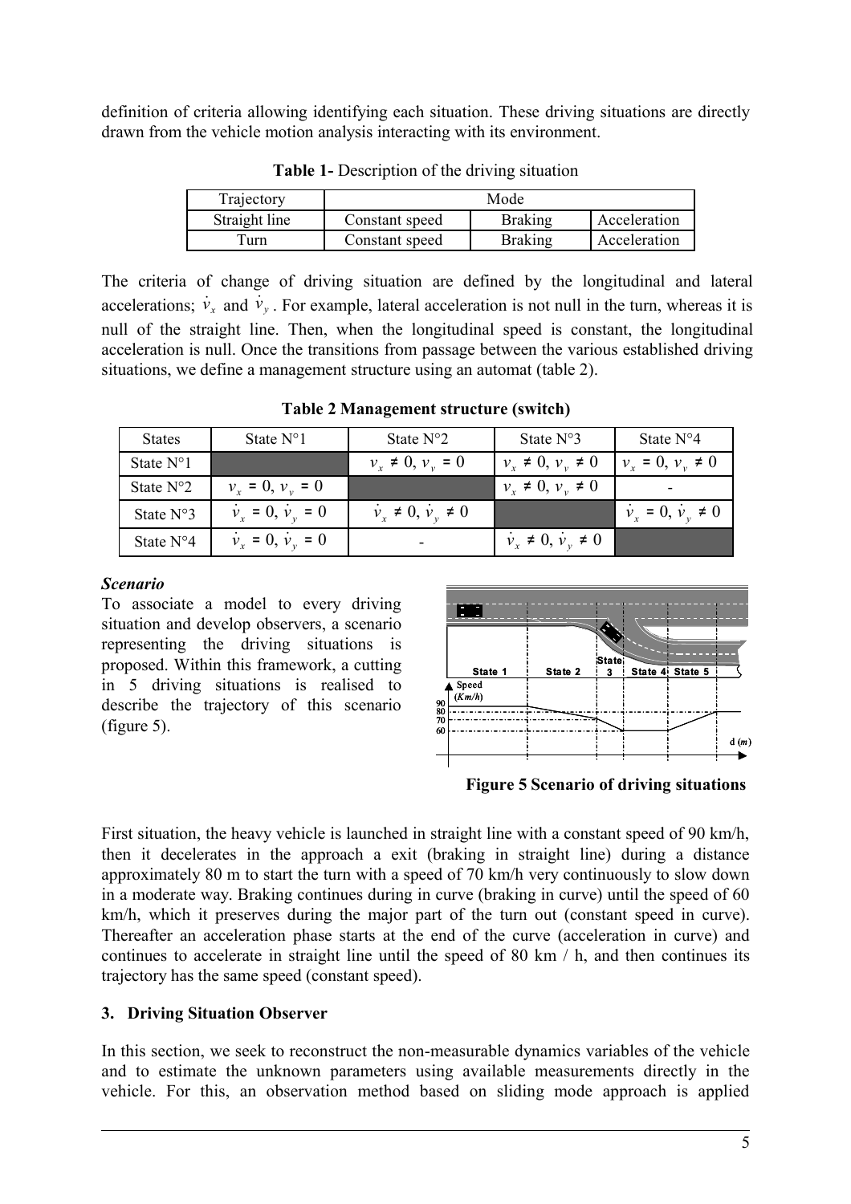definition of criteria allowing identifying each situation. These driving situations are directly drawn from the vehicle motion analysis interacting with its environment.

**Table 1-** Description of the driving situation

| Trajectory | Mode | | |
|---|---|---|---|
| Straight line | Constant speed | Braking | Acceleration |
| Turn | Constant speed | Braking | Acceleration |

The criteria of change of driving situation are defined by the longitudinal and lateral accelerations; $\dot{v}_x$ and $\dot{v}_y$. For example, lateral acceleration is not null in the turn, whereas it is null of the straight line. Then, when the longitudinal speed is constant, the longitudinal acceleration is null. Once the transitions from passage between the various established driving situations, we define a management structure using an automat (table 2).

**Table 2 Management structure (switch)**

| States | State N°1 | State N°2 | State N°3 | State N°4 |
|---|---|---|---|---|
| State N°1 | | $v_x \neq 0,\ v_y = 0$ | $v_x \neq 0,\ v_y \neq 0$ | $v_x = 0,\ v_y \neq 0$ |
| State N°2 | $v_x = 0,\ v_y = 0$ | | $v_x \neq 0,\ v_y \neq 0$ | - |
| State N°3 | $\dot{v}_x = 0,\ \dot{v}_y = 0$ | $\dot{v}_x \neq 0,\ \dot{v}_y \neq 0$ | | $\dot{v}_x = 0,\ \dot{v}_y \neq 0$ |
| State N°4 | $\dot{v}_x = 0,\ \dot{v}_y = 0$ | - | $\dot{v}_x \neq 0,\ \dot{v}_y \neq 0$ | |

***Scenario***

To associate a model to every driving situation and develop observers, a scenario representing the driving situations is proposed. Within this framework, a cutting in 5 driving situations is realised to describe the trajectory of this scenario (figure 5).

**Figure 5 Scenario of driving situations**

First situation, the heavy vehicle is launched in straight line with a constant speed of 90 km/h, then it decelerates in the approach a exit (braking in straight line) during a distance approximately 80 m to start the turn with a speed of 70 km/h very continuously to slow down in a moderate way. Braking continues during in curve (braking in curve) until the speed of 60 km/h, which it preserves during the major part of the turn out (constant speed in curve). Thereafter an acceleration phase starts at the end of the curve (acceleration in curve) and continues to accelerate in straight line until the speed of 80 km / h, and then continues its trajectory has the same speed (constant speed).

## 3. Driving Situation Observer

In this section, we seek to reconstruct the non-measurable dynamics variables of the vehicle and to estimate the unknown parameters using available measurements directly in the vehicle. For this, an observation method based on sliding mode approach is applied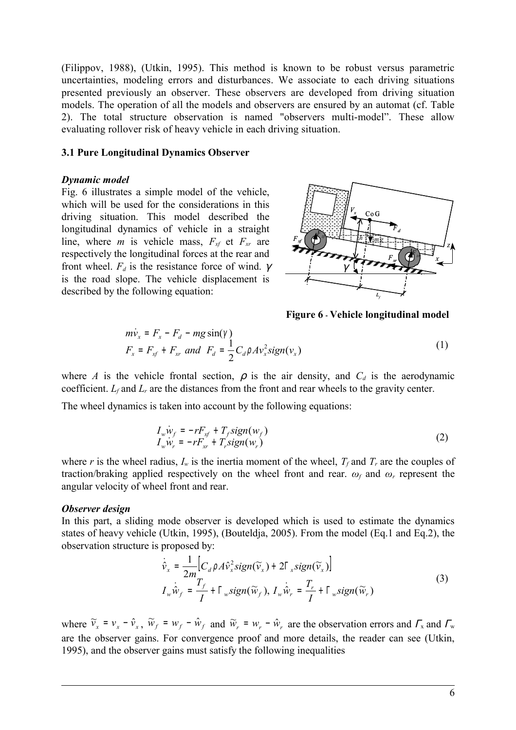(Filippov, 1988), (Utkin, 1995). This method is known to be robust versus parametric uncertainties, modeling errors and disturbances. We associate to each driving situations presented previously an observer. These observers are developed from driving situation models. The operation of all the models and observers are ensured by an automat (cf. Table 2). The total structure observation is named "observers multi-model". These allow evaluating rollover risk of heavy vehicle in each driving situation.

### 3.1 Pure Longitudinal Dynamics Observer

***Dynamic model***

Fig. 6 illustrates a simple model of the vehicle, which will be used for the considerations in this driving situation. This model described the longitudinal dynamics of vehicle in a straight line, where $m$ is vehicle mass, $F_{xf}$ et $F_{xr}$ are respectively the longitudinal forces at the rear and front wheel. $F_d$ is the resistance force of wind. $\gamma$ is the road slope. The vehicle displacement is described by the following equation:

**Figure 6 - Vehicle longitudinal model**

$$
\begin{aligned}
m\dot{v}_x &= F_x - F_d - mg\sin(\gamma) \\
F_x &= F_{xf} + F_{xr} \;\; and \;\; F_d = \frac{1}{2}C_d\rho A v_x^2 sign(v_x)
\end{aligned}
\tag{1}
$$

where $A$ is the vehicle frontal section, $\rho$ is the air density, and $C_d$ is the aerodynamic coefficient. $L_f$ and $L_r$ are the distances from the front and rear wheels to the gravity center.

The wheel dynamics is taken into account by the following equations:

$$
\begin{aligned}
I_w\dot{w}_f &= -rF_{xf} + T_f sign(w_f) \\
I_w\dot{w}_r &= -rF_{xr} + T_r sign(w_r)
\end{aligned}
\tag{2}
$$

where $r$ is the wheel radius, $I_w$ is the inertia moment of the wheel, $T_f$ and $T_r$ are the couples of traction/braking applied respectively on the wheel front and rear. $\omega_f$ and $\omega_r$ represent the angular velocity of wheel front and rear.

***Observer design***

In this part, a sliding mode observer is developed which is used to estimate the dynamics states of heavy vehicle (Utkin, 1995), (Bouteldja, 2005). From the model (Eq.1 and Eq.2), the observation structure is proposed by:

$$
\begin{aligned}
\dot{\hat{v}}_x &= \frac{1}{2m}\left[C_d\rho A\hat{v}_x^2 sign(\tilde{v}_x) + 2\Gamma_x sign(\tilde{v}_x)\right] \\
I_w\dot{\hat{w}}_f &= \frac{T_f}{I} + \Gamma_w sign(\tilde{w}_f),\; I_w\dot{\hat{w}}_r = \frac{T_r}{I} + \Gamma_w sign(\tilde{w}_r)
\end{aligned}
\tag{3}
$$

where $\tilde{v}_x = v_x - \hat{v}_x$, $\tilde{w}_f = w_f - \hat{w}_f$ and $\tilde{w}_r = w_r - \hat{w}_r$ are the observation errors and $\Gamma_x$ and $\Gamma_w$ are the observer gains. For convergence proof and more details, the reader can see (Utkin, 1995), and the observer gains must satisfy the following inequalities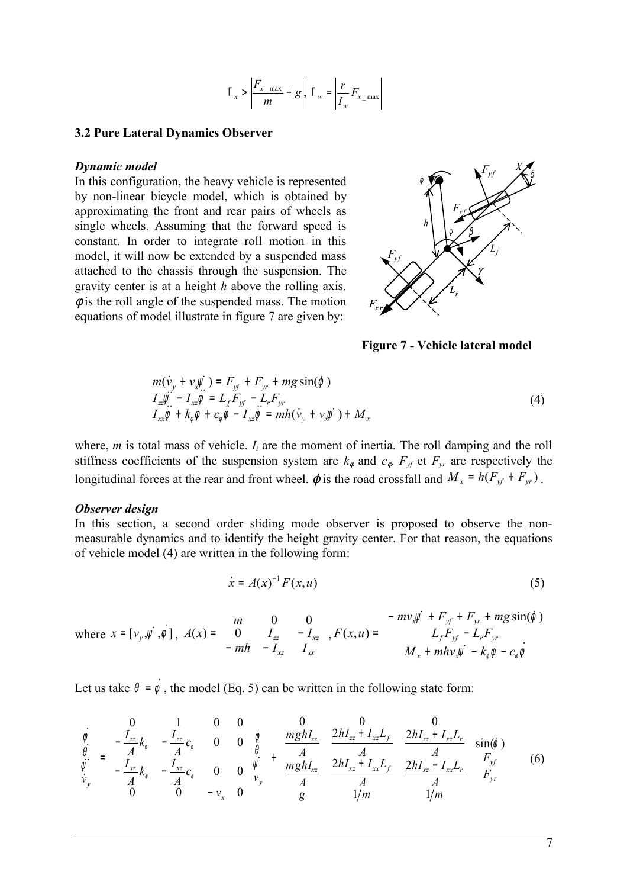$$\Gamma_x > \left|\frac{F_{x\_max}}{m} + g\right|,\ \Gamma_w = \left|\frac{r}{I_w}F_{x\_max}\right|$$

### 3.2 Pure Lateral Dynamics Observer

***Dynamic model***

In this configuration, the heavy vehicle is represented by non-linear bicycle model, which is obtained by approximating the front and rear pairs of wheels as single wheels. Assuming that the forward speed is constant. In order to integrate roll motion in this model, it will now be extended by a suspended mass attached to the chassis through the suspension. The gravity center is at a height $h$ above the rolling axis. $\phi$ is the roll angle of the suspended mass. The motion equations of model illustrate in figure 7 are given by:

**Figure 7 - Vehicle lateral model**

$$\begin{aligned}
&m(\dot{v}_y + v_x\dot{\psi}) = F_{yf} + F_{yr} + mg\sin(\varphi) \\
&I_{zz}\ddot{\psi} - I_{xz}\ddot{\phi} = L_f F_{yf} - L_r F_{yr} \\
&I_{xx}\ddot{\phi} + k_\phi\phi + c_\phi\dot{\phi} - I_{xz}\ddot{\psi} = mh(\dot{v}_y + v_x\dot{\psi}) + M_x
\end{aligned} \tag{4}$$

where, $m$ is total mass of vehicle. $I_i$ are the moment of inertia. The roll damping and the roll stiffness coefficients of the suspension system are $k_\phi$ and $c_\phi$. $F_{yf}$ et $F_{yr}$ are respectively the longitudinal forces at the rear and front wheel. $\varphi$ is the road crossfall and $M_x = h(F_{yf} + F_{yr})$.

***Observer design***

In this section, a second order sliding mode observer is proposed to observe the non-measurable dynamics and to identify the height gravity center. For that reason, the equations of vehicle model (4) are written in the following form:

$$\dot{x} = A(x)^{-1}F(x,u) \tag{5}$$

where $x = [v_y, \dot{\psi}, \dot{\phi}]$, $A(x) = \begin{bmatrix} m & 0 & 0 \\ 0 & I_{zz} & -I_{xz} \\ -mh & -I_{xz} & I_{xx} \end{bmatrix}$, $F(x,u) = \begin{bmatrix} -mv_x\dot{\psi} + F_{yf} + F_{yr} + mg\sin(\varphi) \\ L_f F_{yf} - L_r F_{yr} \\ M_x + mhv_x\dot{\psi} - k_\phi\phi - c_\phi\dot{\phi} \end{bmatrix}$.

Let us take $\theta = \dot{\phi}$, the model (Eq. 5) can be written in the following state form:

$$\begin{bmatrix} \dot{\phi} \\ \dot{\theta} \\ \ddot{\psi} \\ \dot{v}_y \end{bmatrix} = \begin{bmatrix} 0 & 1 & 0 & 0 \\ -\frac{I_{zz}}{A}k_\phi & -\frac{I_{zz}}{A}c_\phi & 0 & 0 \\ -\frac{I_{xz}}{A}k_\phi & -\frac{I_{xz}}{A}c_\phi & 0 & 0 \\ 0 & 0 & -v_x & 0 \end{bmatrix} \begin{bmatrix} \phi \\ \theta \\ \dot{\psi} \\ v_y \end{bmatrix} + \begin{bmatrix} 0 & 0 & 0 \\ \frac{mghI_{zz}}{A} & \frac{2hI_{zz} + I_{xz}L_f}{A} & \frac{2hI_{zz} + I_{xz}L_r}{A} \\ \frac{mghI_{xz}}{A} & \frac{2hI_{xz} + I_{xx}L_f}{A} & \frac{2hI_{xz} + I_{xx}L_r}{A} \\ g & 1/m & 1/m \end{bmatrix} \begin{bmatrix} \sin(\varphi) \\ F_{yf} \\ F_{yr} \end{bmatrix} \tag{6}$$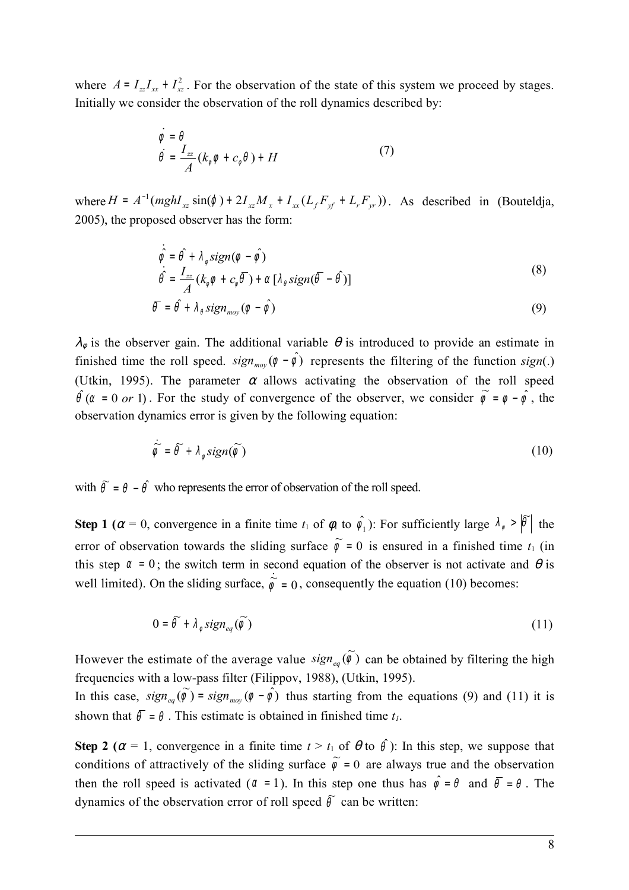where $A = I_{zz}I_{xx} + I_{xz}^2$. For the observation of the state of this system we proceed by stages. Initially we consider the observation of the roll dynamics described by:

$$
\begin{aligned}
\dot{\varphi} &= \theta \\
\dot{\theta} &= \frac{I_{zz}}{A}(k_\varphi \varphi + c_\varphi \theta) + H
\end{aligned}
\tag{7}
$$

where $H = A^{-1}(mghI_{xz}\sin(\varphi) + 2I_{xz}M_x + I_{xx}(L_f F_{yf} + L_r F_{yr}))$. As described in (Bouteldja, 2005), the proposed observer has the form:

$$
\begin{aligned}
\dot{\hat{\varphi}} &= \hat{\theta} + \lambda_\varphi sign(\varphi - \hat{\varphi}) \\
\dot{\hat{\theta}} &= \frac{I_{zz}}{A}(k_\varphi \varphi + c_\varphi \bar{\theta}) + \alpha\,[\lambda_\theta sign(\bar{\theta} - \hat{\theta})]
\end{aligned}
\tag{8}
$$

$$
\bar{\theta} = \hat{\theta} + \lambda_\theta sign_{moy}(\varphi - \hat{\varphi}) \tag{9}
$$

$\lambda_\varphi$ is the observer gain. The additional variable $\bar{\theta}$ is introduced to provide an estimate in finished time the roll speed. $sign_{moy}(\varphi - \hat{\varphi})$ represents the filtering of the function $sign(.)$ (Utkin, 1995). The parameter $\alpha$ allows activating the observation of the roll speed $\hat{\theta}\ (\alpha = 0 \ or\ 1)$. For the study of convergence of the observer, we consider $\tilde{\varphi} = \varphi - \hat{\varphi}$, the observation dynamics error is given by the following equation:

$$
\dot{\tilde{\varphi}} = \tilde{\theta} + \lambda_\varphi sign(\tilde{\varphi}) \tag{10}
$$

with $\tilde{\theta} = \theta - \hat{\theta}$ who represents the error of observation of the roll speed.

**Step 1 (**$\alpha = 0$**, convergence in a finite time** $t_1$ **of** $\varphi$ **to** $\hat{\varphi}_1$**):** For sufficiently large $\lambda_\varphi > |\tilde{\theta}|$ the error of observation towards the sliding surface $\tilde{\varphi} = 0$ is ensured in a finished time $t_1$ (in this step $\alpha = 0$; the switch term in second equation of the observer is not activate and $\theta$ is well limited). On the sliding surface, $\dot{\tilde{\varphi}} = 0$, consequently the equation (10) becomes:

$$
0 = \tilde{\theta} + \lambda_\varphi sign_{eq}(\tilde{\varphi}) \tag{11}
$$

However the estimate of the average value $sign_{eq}(\tilde{\varphi})$ can be obtained by filtering the high frequencies with a low-pass filter (Filippov, 1988), (Utkin, 1995).
In this case, $sign_{eq}(\tilde{\varphi}) = sign_{moy}(\varphi - \hat{\varphi})$ thus starting from the equations (9) and (11) it is shown that $\bar{\theta} = \theta$. This estimate is obtained in finished time $t_1$.

**Step 2 (**$\alpha = 1$**, convergence in a finite time** $t > t_1$ **of** $\theta$ **to** $\hat{\theta}$**):** In this step, we suppose that conditions of attractively of the sliding surface $\tilde{\varphi} = 0$ are always true and the observation then the roll speed is activated ($\alpha = 1$). In this step one thus has $\hat{\varphi} = \theta$ and $\bar{\theta} = \theta$. The dynamics of the observation error of roll speed $\tilde{\theta}$ can be written: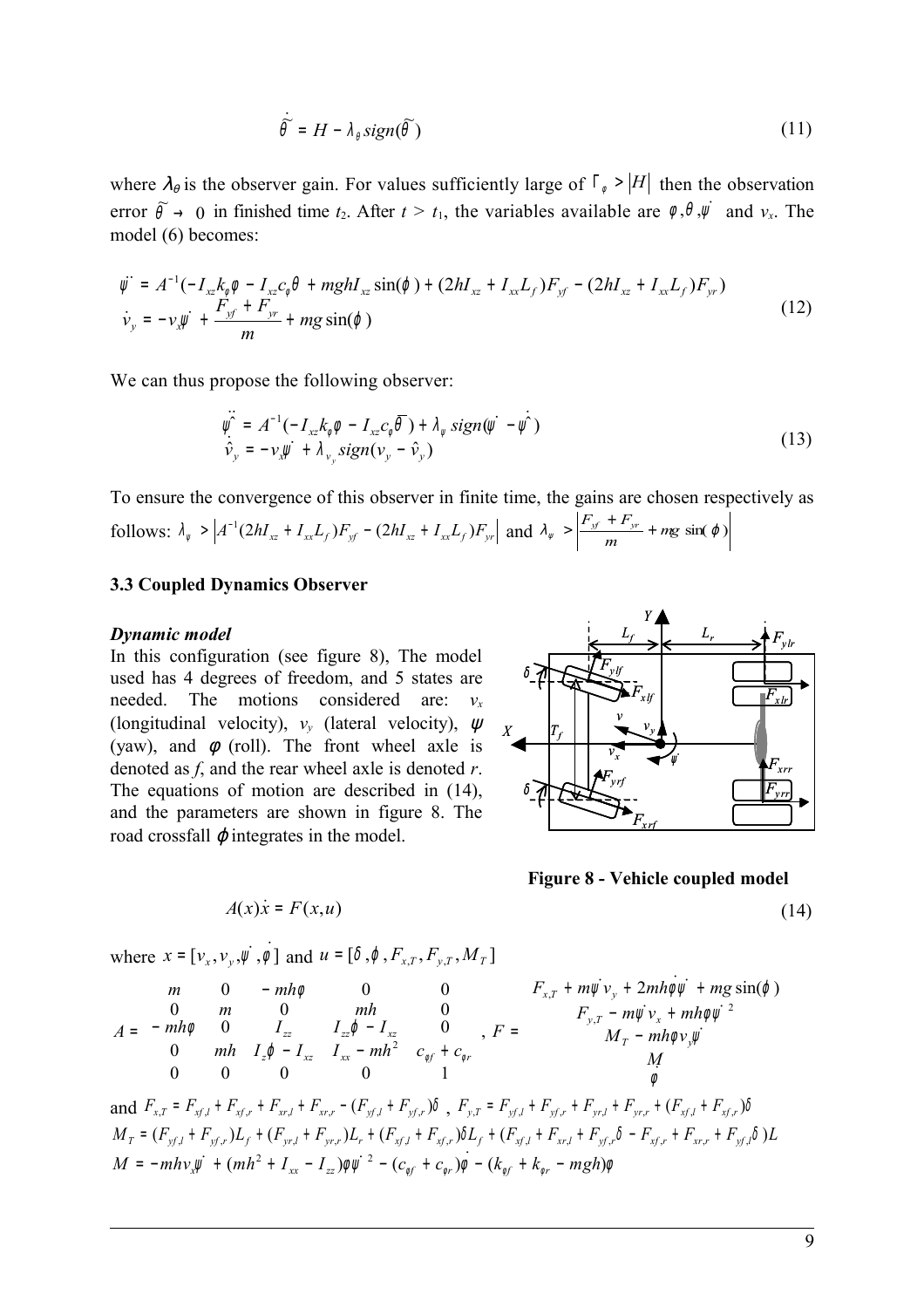$$\dot{\tilde{\theta}} = H - \lambda_\theta \, sign(\tilde{\theta}) \tag{11}$$

where $\lambda_\theta$ is the observer gain. For values sufficiently large of $\Gamma_\varphi > |H|$ then the observation error $\tilde{\theta} \to 0$ in finished time $t_2$. After $t > t_1$, the variables available are $\varphi, \theta, \dot{\psi}$ and $v_x$. The model (6) becomes:

$$\begin{aligned}
\ddot{\psi} &= A^{-1}(-I_{xz}k_\varphi \varphi - I_{xz}c_\varphi \theta + mghI_{xz}\sin(\phi) + (2hI_{xz} + I_{xx}L_f)F_{yf} - (2hI_{xz} + I_{xx}L_f)F_{yr}) \\
\dot{v}_y &= -v_x\dot{\psi} + \frac{F_{yf} + F_{yr}}{m} + mg\sin(\phi)
\end{aligned} \tag{12}$$

We can thus propose the following observer:

$$\begin{aligned}
\ddot{\hat{\psi}} &= A^{-1}(-I_{xz}k_\varphi \varphi - I_{xz}c_\varphi \overline{\theta}) + \lambda_\psi \, sign(\dot{\psi} - \dot{\hat{\psi}}) \\
\dot{\hat{v}}_y &= -v_x\dot{\psi} + \lambda_{v_y} sign(v_y - \hat{v}_y)
\end{aligned} \tag{13}$$

To ensure the convergence of this observer in finite time, the gains are chosen respectively as follows: $\lambda_\psi > \left|A^{-1}(2hI_{xz} + I_{xx}L_f)F_{yf} - (2hI_{xz} + I_{xx}L_f)F_{yr}\right|$ and $\lambda_\psi > \left|\frac{F_{yf} + F_{yr}}{m} + mg\sin(\phi)\right|$

### 3.3 Coupled Dynamics Observer

***Dynamic model***

In this configuration (see figure 8), The model used has 4 degrees of freedom, and 5 states are needed. The motions considered are: $v_x$ (longitudinal velocity), $v_y$ (lateral velocity), $\psi$ (yaw), and $\phi$ (roll). The front wheel axle is denoted as *f*, and the rear wheel axle is denoted *r*. The equations of motion are described in (14), and the parameters are shown in figure 8. The road crossfall $\phi$ integrates in the model.

**Figure 8 - Vehicle coupled model**

$$A(x)\dot{x} = F(x,u) \tag{14}$$

where $x = [v_x, v_y, \dot{\psi}, \dot{\phi}]$ and $u = [\delta, \phi, F_{x,T}, F_{y,T}, M_T]$

$$A = \begin{bmatrix} m & 0 & -mh\phi & 0 & 0 \\ 0 & m & 0 & mh & 0 \\ -mh\phi & 0 & I_{zz} & I_{zz}\phi - I_{xz} & 0 \\ 0 & mh & I_z\phi - I_{xz} & I_{xx} - mh^2 & c_{\varphi f} + c_{\varphi r} \\ 0 & 0 & 0 & 0 & 1 \end{bmatrix}, \quad F = \begin{bmatrix} F_{x,T} + m\dot{\psi}v_y + 2mh\dot{\phi}\dot{\psi} + mg\sin(\phi) \\ F_{y,T} - m\dot{\psi}v_x + mh\phi\dot{\psi}^2 \\ M_T - mh\phi v_y\dot{\psi} \\ M \\ \phi \end{bmatrix}$$

and $F_{x,T} = F_{xf,l} + F_{xf,r} + F_{xr,l} + F_{xr,r} - (F_{yf,l} + F_{yf,r})\delta$ , $F_{y,T} = F_{yf,l} + F_{yf,r} + F_{yr,l} + F_{yr,r} + (F_{xf,l} + F_{xf,r})\delta$

$M_T = (F_{yf,l} + F_{yf,r})L_f + (F_{yr,l} + F_{yr,r})L_r + (F_{xf,l} + F_{xf,r})\delta L_f + (F_{xf,l} + F_{xr,l} + F_{yf,r}\delta - F_{xf,r} + F_{xr,r} + F_{yf,l}\delta)L$

$M = -mhv_x\dot{\psi} + (mh^2 + I_{xx} - I_{zz})\phi\dot{\psi}^2 - (c_{\phi f} + c_{\phi r})\dot{\phi} - (k_{\phi f} + k_{\phi r} - mgh)\phi$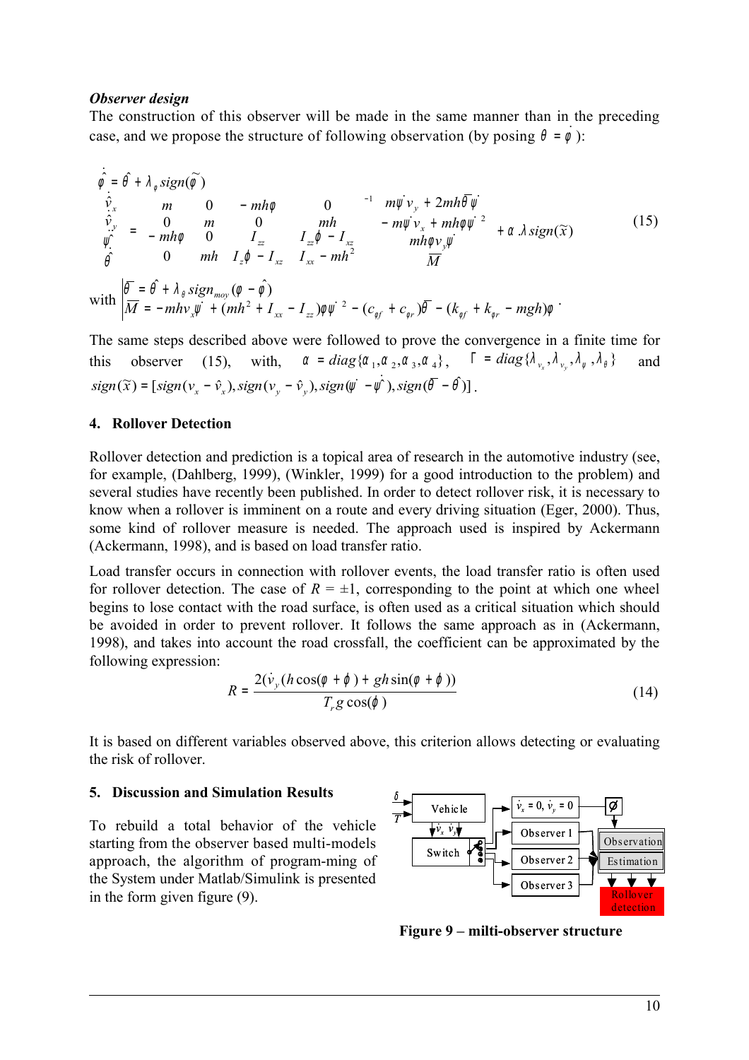***Observer design***

The construction of this observer will be made in the same manner than in the preceding case, and we propose the structure of following observation (by posing $\theta = \dot{\varphi}$ ):

$$
\begin{aligned}
&\dot{\hat{\varphi}} = \hat{\theta} + \lambda_{\varphi}\, sign(\tilde{\varphi}) \\
&\begin{bmatrix} \dot{\hat{v}}_x \\ \dot{\hat{v}}_y \\ \dot{\hat{\psi}} \\ \dot{\hat{\theta}} \end{bmatrix} = \begin{bmatrix} m & 0 & -mh\varphi & 0 \\ 0 & m & 0 & mh \\ -mh\varphi & 0 & I_{zz} & I_{zz}\phi - I_{xz} \\ 0 & mh & I_z\phi - I_{xz} & I_{xx} - mh^2 \end{bmatrix}^{-1} \begin{bmatrix} m\dot{\psi}v_y + 2mh\bar{\theta}\dot{\psi} \\ -m\dot{\psi}v_x + mh\varphi\dot{\psi}^2 \\ mh\varphi v_y\dot{\psi} \\ \bar{M} \end{bmatrix} + \alpha\,\lambda\, sign(\tilde{x})
\end{aligned}
\tag{15}
$$

with $\begin{cases} \bar{\theta} = \hat{\theta} + \lambda_{\theta}\, sign_{moy}(\varphi - \hat{\varphi}) \\ \bar{M} = -mhv_x\dot{\psi} + (mh^2 + I_{xx} - I_{zz})\varphi\dot{\psi}^2 - (c_{\varphi f} + c_{\varphi r})\bar{\theta} - (k_{\varphi f} + k_{\varphi r} - mgh)\varphi \end{cases}$

The same steps described above were followed to prove the convergence in a finite time for this observer (15), with, $\alpha = diag\{\alpha_1, \alpha_2, \alpha_3, \alpha_4\}$, $\Gamma = diag\{\lambda_{v_x}, \lambda_{v_y}, \lambda_{\psi}, \lambda_{\theta}\}$ and $sign(\tilde{x}) = [sign(v_x - \hat{v}_x), sign(v_y - \hat{v}_y), sign(\dot{\psi} - \dot{\hat{\psi}}), sign(\bar{\theta} - \hat{\theta})]$.

## 4. Rollover Detection

Rollover detection and prediction is a topical area of research in the automotive industry (see, for example, (Dahlberg, 1999), (Winkler, 1999) for a good introduction to the problem) and several studies have recently been published. In order to detect rollover risk, it is necessary to know when a rollover is imminent on a route and every driving situation (Eger, 2000). Thus, some kind of rollover measure is needed. The approach used is inspired by Ackermann (Ackermann, 1998), and is based on load transfer ratio.

Load transfer occurs in connection with rollover events, the load transfer ratio is often used for rollover detection. The case of $R = \pm 1$, corresponding to the point at which one wheel begins to lose contact with the road surface, is often used as a critical situation which should be avoided in order to prevent rollover. It follows the same approach as in (Ackermann, 1998), and takes into account the road crossfall, the coefficient can be approximated by the following expression:

$$
R = \frac{2(\dot{v}_y(h\cos(\varphi + \phi) + gh\sin(\varphi + \phi))}{T_r g\cos(\phi)} \tag{14}
$$

It is based on different variables observed above, this criterion allows detecting or evaluating the risk of rollover.

## 5. Discussion and Simulation Results

To rebuild a total behavior of the vehicle starting from the observer based multi-models approach, the algorithm of program-ming of the System under Matlab/Simulink is presented in the form given figure (9).

**Figure 9 – milti-observer structure**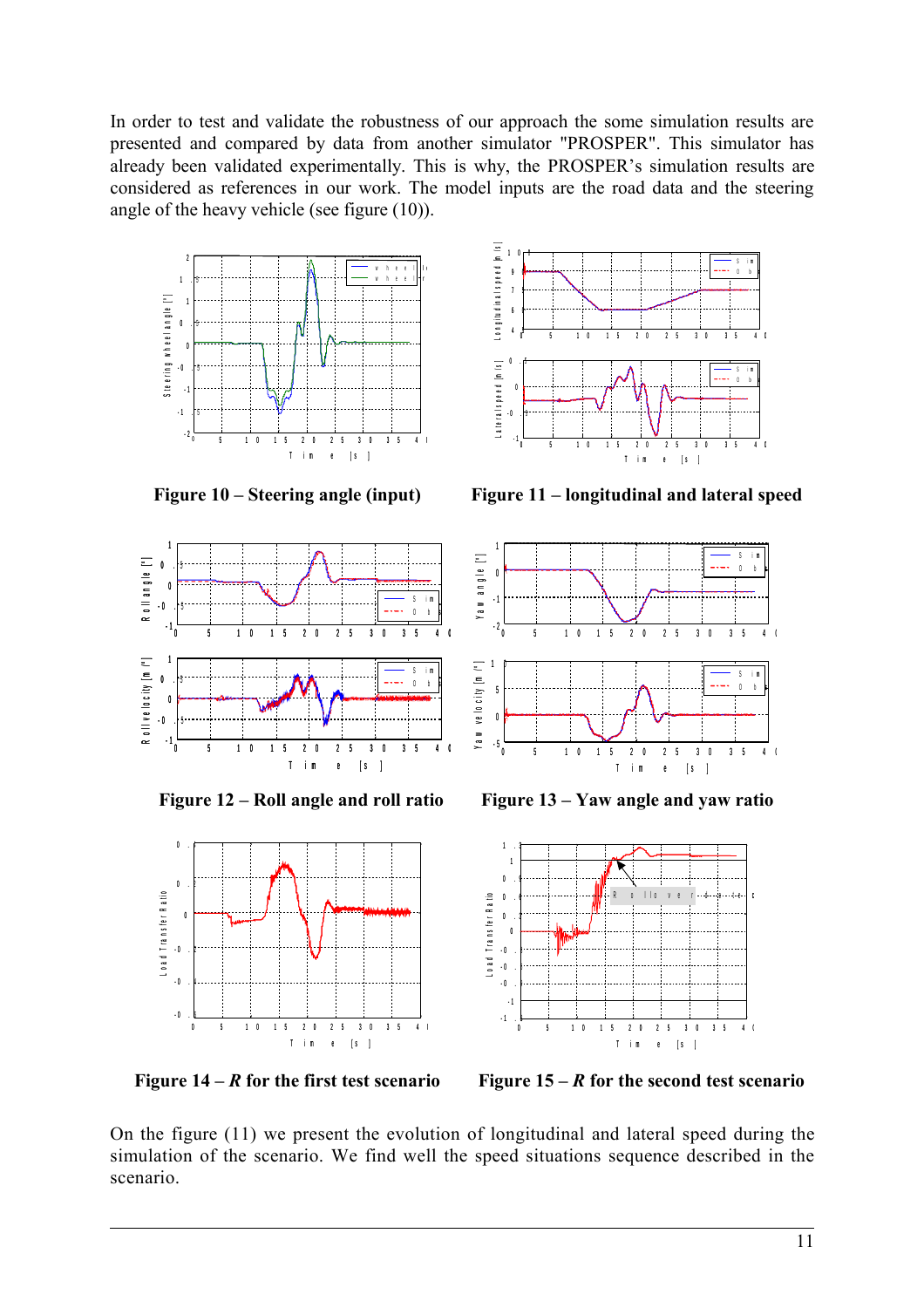In order to test and validate the robustness of our approach the some simulation results are presented and compared by data from another simulator "PROSPER". This simulator has already been validated experimentally. This is why, the PROSPER's simulation results are considered as references in our work. The model inputs are the road data and the steering angle of the heavy vehicle (see figure (10)).

**Figure 10 – Steering angle (input)**

**Figure 11 – longitudinal and lateral speed**

**Figure 12 – Roll angle and roll ratio**

**Figure 13 – Yaw angle and yaw ratio**

**Figure 14 – *R* for the first test scenario**

**Figure 15 – *R* for the second test scenario**

On the figure (11) we present the evolution of longitudinal and lateral speed during the simulation of the scenario. We find well the speed situations sequence described in the scenario.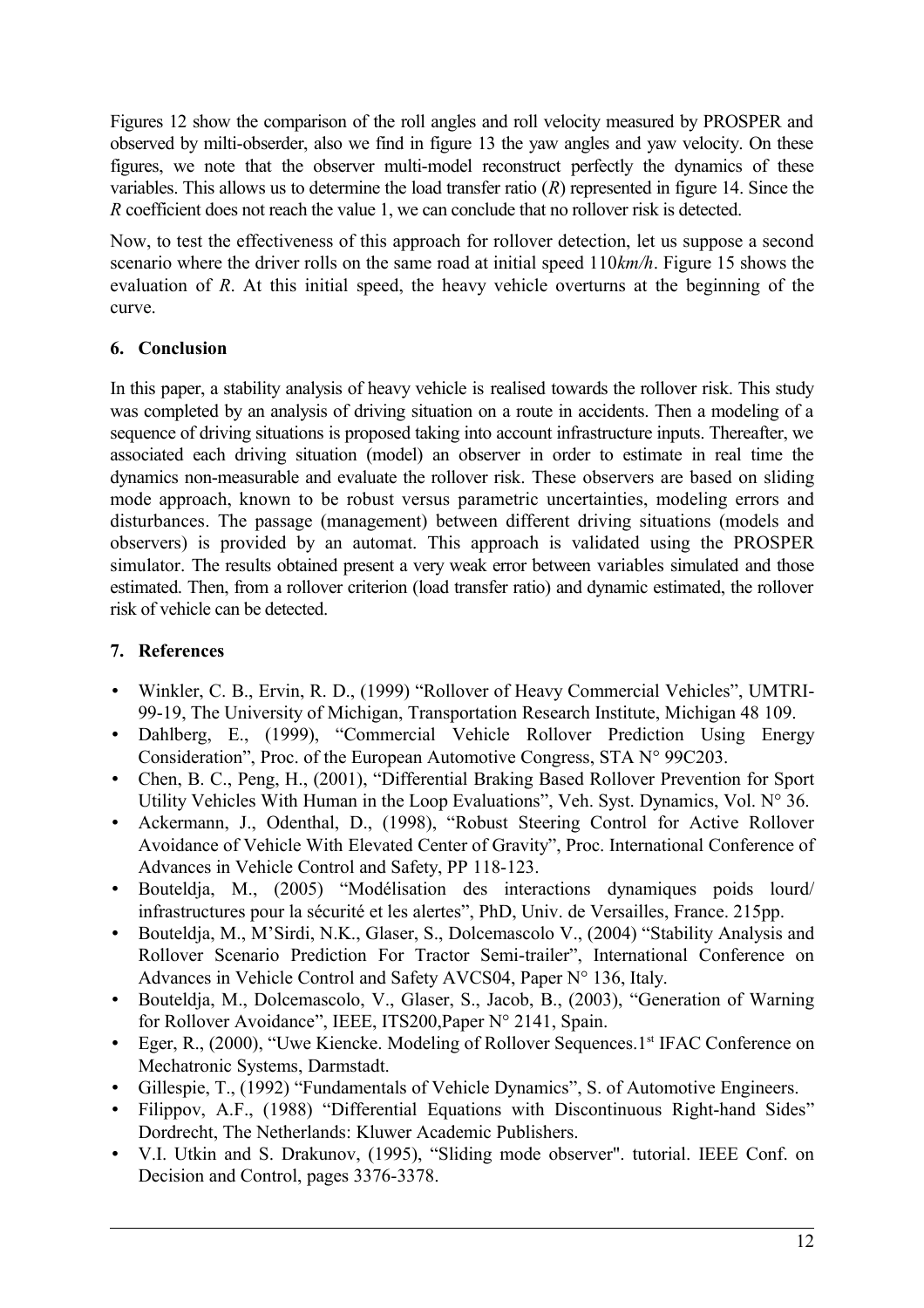Figures 12 show the comparison of the roll angles and roll velocity measured by PROSPER and observed by milti-obserder, also we find in figure 13 the yaw angles and yaw velocity. On these figures, we note that the observer multi-model reconstruct perfectly the dynamics of these variables. This allows us to determine the load transfer ratio ($R$) represented in figure 14. Since the $R$ coefficient does not reach the value 1, we can conclude that no rollover risk is detected.

Now, to test the effectiveness of this approach for rollover detection, let us suppose a second scenario where the driver rolls on the same road at initial speed 110*km/h*. Figure 15 shows the evaluation of $R$. At this initial speed, the heavy vehicle overturns at the beginning of the curve.

## 6. Conclusion

In this paper, a stability analysis of heavy vehicle is realised towards the rollover risk. This study was completed by an analysis of driving situation on a route in accidents. Then a modeling of a sequence of driving situations is proposed taking into account infrastructure inputs. Thereafter, we associated each driving situation (model) an observer in order to estimate in real time the dynamics non-measurable and evaluate the rollover risk. These observers are based on sliding mode approach, known to be robust versus parametric uncertainties, modeling errors and disturbances. The passage (management) between different driving situations (models and observers) is provided by an automat. This approach is validated using the PROSPER simulator. The results obtained present a very weak error between variables simulated and those estimated. Then, from a rollover criterion (load transfer ratio) and dynamic estimated, the rollover risk of vehicle can be detected.

## 7. References

- Winkler, C. B., Ervin, R. D., (1999) "Rollover of Heavy Commercial Vehicles", UMTRI-99-19, The University of Michigan, Transportation Research Institute, Michigan 48 109.
- Dahlberg, E., (1999), "Commercial Vehicle Rollover Prediction Using Energy Consideration", Proc. of the European Automotive Congress, STA N° 99C203.
- Chen, B. C., Peng, H., (2001), "Differential Braking Based Rollover Prevention for Sport Utility Vehicles With Human in the Loop Evaluations", Veh. Syst. Dynamics, Vol. N° 36.
- Ackermann, J., Odenthal, D., (1998), "Robust Steering Control for Active Rollover Avoidance of Vehicle With Elevated Center of Gravity", Proc. International Conference of Advances in Vehicle Control and Safety, PP 118-123.
- Bouteldja, M., (2005) "Modélisation des interactions dynamiques poids lourd/ infrastructures pour la sécurité et les alertes", PhD, Univ. de Versailles, France. 215pp.
- Bouteldja, M., M'Sirdi, N.K., Glaser, S., Dolcemascolo V., (2004) "Stability Analysis and Rollover Scenario Prediction For Tractor Semi-trailer", International Conference on Advances in Vehicle Control and Safety AVCS04, Paper N° 136, Italy.
- Bouteldja, M., Dolcemascolo, V., Glaser, S., Jacob, B., (2003), "Generation of Warning for Rollover Avoidance", IEEE, ITS200,Paper N° 2141, Spain.
- Eger, R., (2000), "Uwe Kiencke. Modeling of Rollover Sequences.1st IFAC Conference on Mechatronic Systems, Darmstadt.
- Gillespie, T., (1992) "Fundamentals of Vehicle Dynamics", S. of Automotive Engineers.
- Filippov, A.F., (1988) "Differential Equations with Discontinuous Right-hand Sides" Dordrecht, The Netherlands: Kluwer Academic Publishers.
- V.I. Utkin and S. Drakunov, (1995), "Sliding mode observer". tutorial. IEEE Conf. on Decision and Control, pages 3376-3378.